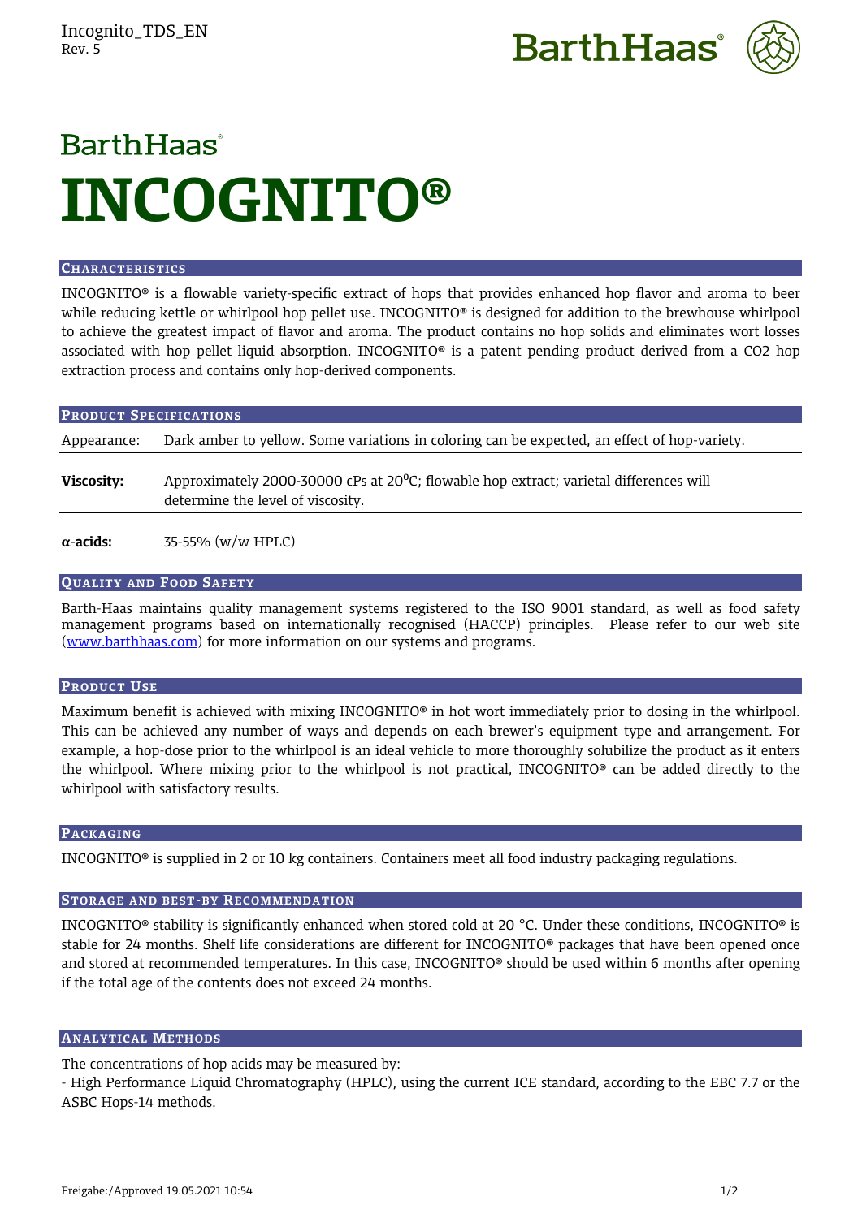BarthHaas

# INCOGNITO®

## Characteristics

INCOGNITO® is a flowable variety-specific extract of hops that provides enhanced hop flavor and aroma to beer while reducing kettle or whirlpool hop pellet use. INCOGNITO® is designed for addition to the brewhouse whirlpool to achieve the greatest impact of flavor and aroma. The product contains no hop solids and eliminates wort losses associated with hop pellet liquid absorption. INCOGNITO® is a patent pending product derived from a $CO_2$ hop extraction process and contains only hop-derived components.

## Product Specifications

| | |
|---|---|
| Appearance: | Dark amber to yellow. Some variations in coloring can be expected, an effect of hop-variety. |
| **Viscosity:** | Approximately 2000-30000 cPs at 20°C; flowable hop extract; varietal differences will determine the level of viscosity. |
| **α-acids:** | 35-55% (w/w HPLC) |

## Quality and Food Safety

Barth-Haas maintains quality management systems registered to the ISO 9001 standard, as well as food safety management programs based on internationally recognised (HACCP) principles. Please refer to our web site (www.barthhaas.com) for more information on our systems and programs.

## Product Use

Maximum benefit is achieved with mixing INCOGNITO® in hot wort immediately prior to dosing in the whirlpool. This can be achieved any number of ways and depends on each brewer's equipment type and arrangement. For example, a hop-dose prior to the whirlpool is an ideal vehicle to more thoroughly solubilize the product as it enters the whirlpool. Where mixing prior to the whirlpool is not practical, INCOGNITO® can be added directly to the whirlpool with satisfactory results.

## Packaging

INCOGNITO® is supplied in 2 or 10 kg containers. Containers meet all food industry packaging regulations.

## Storage and best-by Recommendation

INCOGNITO® stability is significantly enhanced when stored cold at 20 °C. Under these conditions, INCOGNITO® is stable for 24 months. Shelf life considerations are different for INCOGNITO® packages that have been opened once and stored at recommended temperatures. In this case, INCOGNITO® should be used within 6 months after opening if the total age of the contents does not exceed 24 months.

## Analytical Methods

The concentrations of hop acids may be measured by:

- High Performance Liquid Chromatography (HPLC), using the current ICE standard, according to the EBC 7.7 or the ASBC Hops-14 methods.

Freigabe:/Approved 19.05.2021 10:54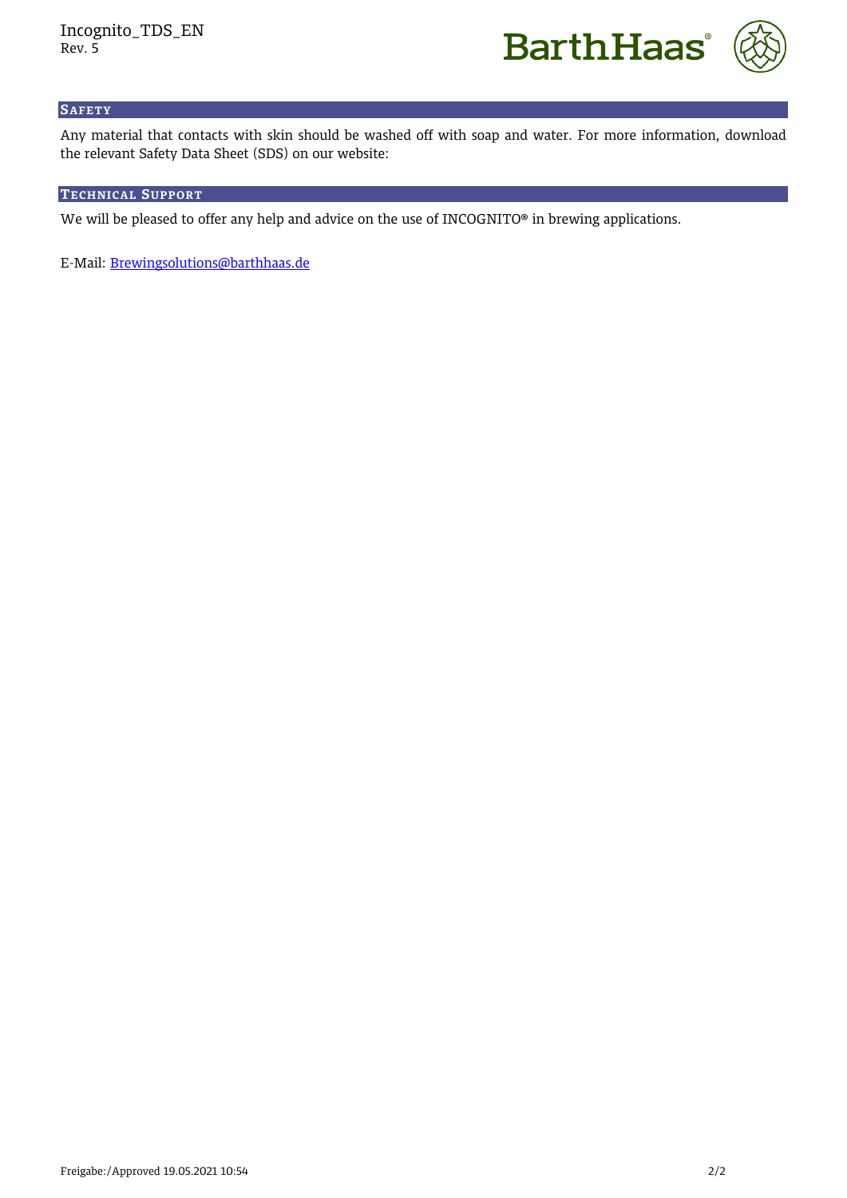## Safety

Any material that contacts with skin should be washed off with soap and water. For more information, download the relevant Safety Data Sheet (SDS) on our website:

## Technical Support

We will be pleased to offer any help and advice on the use of INCOGNITO® in brewing applications.

E-Mail: [Brewingsolutions@barthhaas.de](mailto:Brewingsolutions@barthhaas.de)

Freigabe:/Approved 19.05.2021 10:54